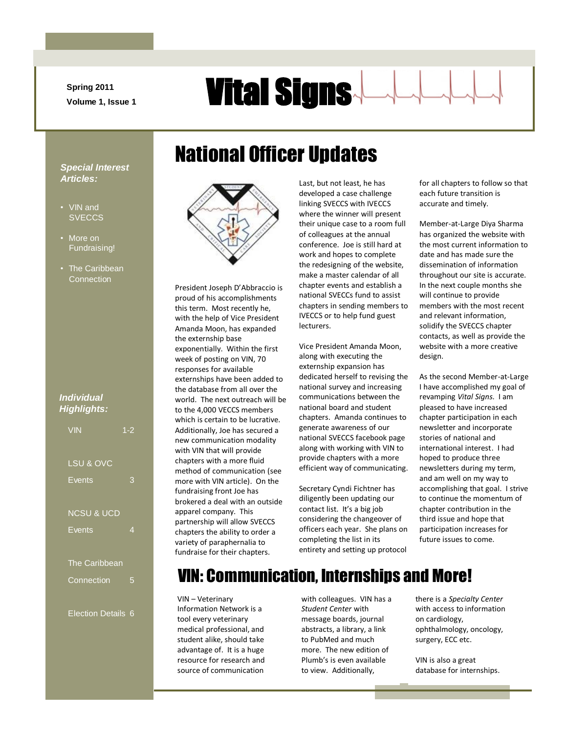Spring 2011
Volume 1, Issue 1

# Vital Signs

*Special Interest Articles:*

- VIN and SVECCS
- More on Fundraising!
- The Caribbean Connection

*Individual Highlights:*

| | |
|---|---|
| VIN | 1-2 |
| LSU & OVC Events | 3 |
| NCSU & UCD Events | 4 |
| The Caribbean Connection | 5 |
| Election Details | 6 |

## National Officer Updates

President Joseph D'Abbraccio is proud of his accomplishments this term. Most recently he, with the help of Vice President Amanda Moon, has expanded the externship base exponentially. Within the first week of posting on VIN, 70 responses for available externships have been added to the database from all over the world. The next outreach will be to the 4,000 VECCS members which is certain to be lucrative. Additionally, Joe has secured a new communication modality with VIN that will provide chapters with a more fluid method of communication (see more with VIN article). On the fundraising front Joe has brokered a deal with an outside apparel company. This partnership will allow SVECCS chapters the ability to order a variety of paraphernalia to fundraise for their chapters.

Last, but not least, he has developed a case challenge linking SVECCS with IVECCS where the winner will present their unique case to a room full of colleagues at the annual conference. Joe is still hard at work and hopes to complete the redesigning of the website, make a master calendar of all chapter events and establish a national SVECCs fund to assist chapters in sending members to IVECCS or to help fund guest lecturers.

Vice President Amanda Moon, along with executing the externship expansion has dedicated herself to revising the national survey and increasing communications between the national board and student chapters. Amanda continues to generate awareness of our national SVECCS facebook page along with working with VIN to provide chapters with a more efficient way of communicating.

Secretary Cyndi Fichtner has diligently been updating our contact list. It's a big job considering the changeover of officers each year. She plans on completing the list in its entirety and setting up protocol for all chapters to follow so that each future transition is accurate and timely.

Member-at-Large Diya Sharma has organized the website with the most current information to date and has made sure the dissemination of information throughout our site is accurate. In the next couple months she will continue to provide members with the most recent and relevant information, solidify the SVECCS chapter contacts, as well as provide the website with a more creative design.

As the second Member-at-Large I have accomplished my goal of revamping *Vital Signs.* I am pleased to have increased chapter participation in each newsletter and incorporate stories of national and international interest. I had hoped to produce three newsletters during my term, and am well on my way to accomplishing that goal. I strive to continue the momentum of chapter contribution in the third issue and hope that participation increases for future issues to come.

## VIN: Communication, Internships and More!

VIN – Veterinary Information Network is a tool every veterinary medical professional, and student alike, should take advantage of. It is a huge resource for research and source of communication with colleagues. VIN has a *Student Center* with message boards, journal abstracts, a library, a link to PubMed and much more. The new edition of Plumb's is even available to view. Additionally, there is a *Specialty Center* with access to information on cardiology, ophthalmology, oncology, surgery, ECC etc.

VIN is also a great database for internships.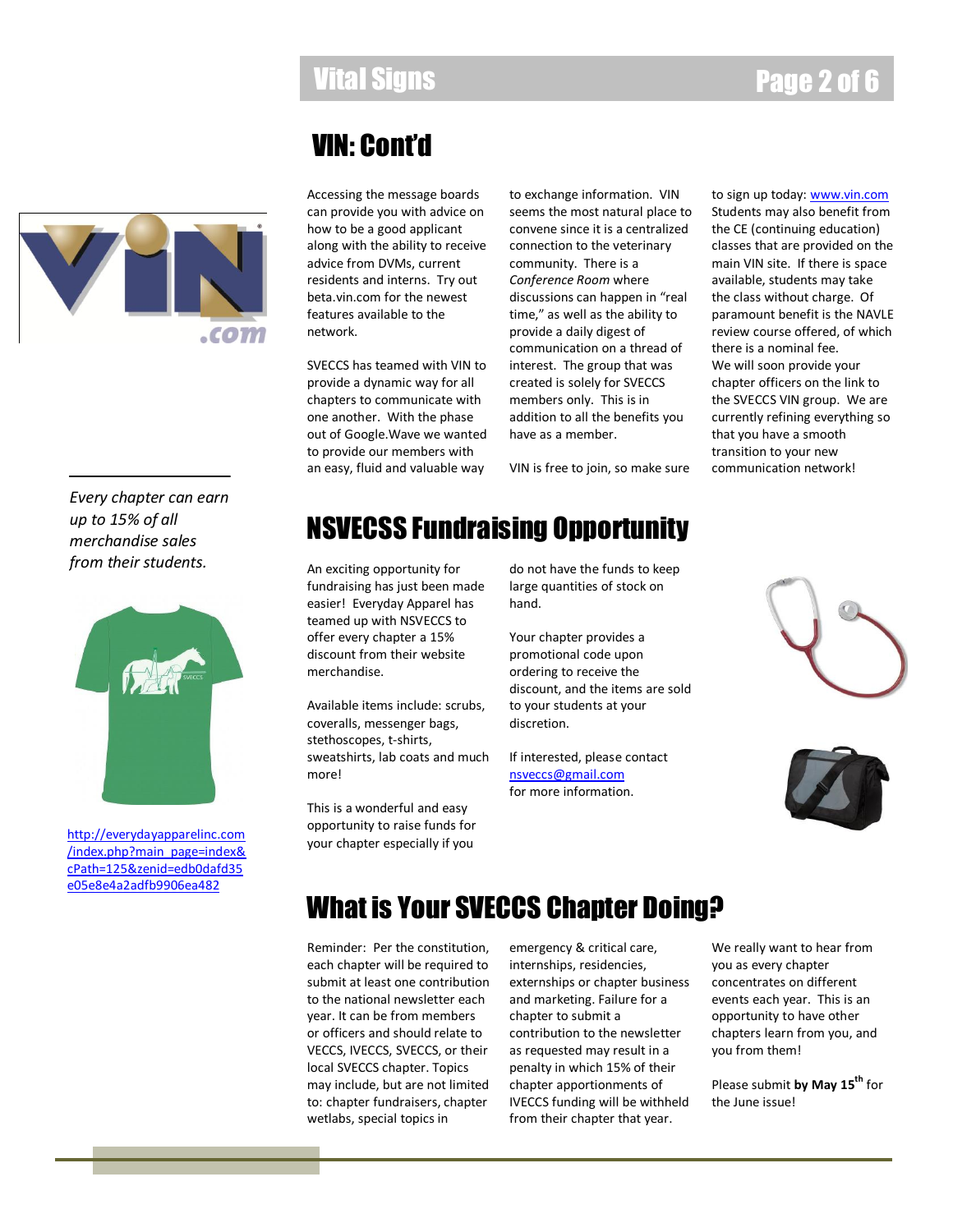## VIN: Cont'd

Accessing the message boards can provide you with advice on how to be a good applicant along with the ability to receive advice from DVMs, current residents and interns. Try out beta.vin.com for the newest features available to the network.

SVECCS has teamed with VIN to provide a dynamic way for all chapters to communicate with one another. With the phase out of Google.Wave we wanted to provide our members with an easy, fluid and valuable way to exchange information. VIN seems the most natural place to convene since it is a centralized connection to the veterinary community. There is a *Conference Room* where discussions can happen in "real time," as well as the ability to provide a daily digest of communication on a thread of interest. The group that was created is solely for SVECCS members only. This is in addition to all the benefits you have as a member.

VIN is free to join, so make sure to sign up today: www.vin.com Students may also benefit from the CE (continuing education) classes that are provided on the main VIN site. If there is space available, students may take the class without charge. Of paramount benefit is the NAVLE review course offered, of which there is a nominal fee. We will soon provide your chapter officers on the link to the SVECCS VIN group. We are currently refining everything so that you have a smooth transition to your new communication network!

*Every chapter can earn up to 15% of all merchandise sales from their students.*

http://everydayapparelinc.com/index.php?main_page=index&cPath=125&zenid=edb0dafd35e05e8e4a2adfb9906ea482

## NSVECSS Fundraising Opportunity

An exciting opportunity for fundraising has just been made easier! Everyday Apparel has teamed up with NSVECCS to offer every chapter a 15% discount from their website merchandise.

Available items include: scrubs, coveralls, messenger bags, stethoscopes, t-shirts, sweatshirts, lab coats and much more!

This is a wonderful and easy opportunity to raise funds for your chapter especially if you do not have the funds to keep large quantities of stock on hand.

Your chapter provides a promotional code upon ordering to receive the discount, and the items are sold to your students at your discretion.

If interested, please contact nsveccs@gmail.com for more information.

## What is Your SVECCS Chapter Doing?

Reminder: Per the constitution, each chapter will be required to submit at least one contribution to the national newsletter each year. It can be from members or officers and should relate to VECCS, IVECCS, SVECCS, or their local SVECCS chapter. Topics may include, but are not limited to: chapter fundraisers, chapter wetlabs, special topics in emergency & critical care, internships, residencies, externships or chapter business and marketing. Failure for a chapter to submit a contribution to the newsletter as requested may result in a penalty in which 15% of their chapter apportionments of IVECCS funding will be withheld from their chapter that year.

We really want to hear from you as every chapter concentrates on different events each year. This is an opportunity to have other chapters learn from you, and you from them!

Please submit **by May 15th** for the June issue!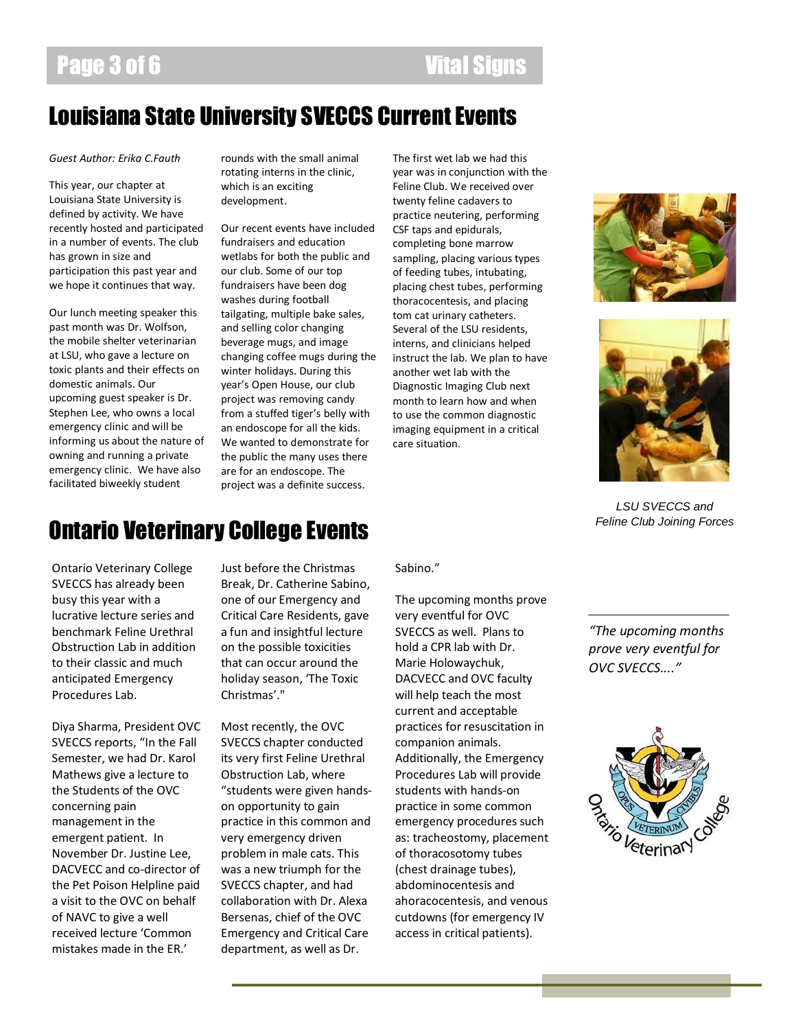# Louisiana State University SVECCS Current Events

*Guest Author: Erika C.Fauth*

This year, our chapter at Louisiana State University is defined by activity. We have recently hosted and participated in a number of events. The club has grown in size and participation this past year and we hope it continues that way.

Our lunch meeting speaker this past month was Dr. Wolfson, the mobile shelter veterinarian at LSU, who gave a lecture on toxic plants and their effects on domestic animals. Our upcoming guest speaker is Dr. Stephen Lee, who owns a local emergency clinic and will be informing us about the nature of owning and running a private emergency clinic. We have also facilitated biweekly student rounds with the small animal rotating interns in the clinic, which is an exciting development.

Our recent events have included fundraisers and education wetlabs for both the public and our club. Some of our top fundraisers have been dog washes during football tailgating, multiple bake sales, and selling color changing beverage mugs, and image changing coffee mugs during the winter holidays. During this year's Open House, our club project was removing candy from a stuffed tiger's belly with an endoscope for all the kids. We wanted to demonstrate for the public the many uses there are for an endoscope. The project was a definite success.

The first wet lab we had this year was in conjunction with the Feline Club. We received over twenty feline cadavers to practice neutering, performing CSF taps and epidurals, completing bone marrow sampling, placing various types of feeding tubes, intubating, placing chest tubes, performing thoracocentesis, and placing tom cat urinary catheters. Several of the LSU residents, interns, and clinicians helped instruct the lab. We plan to have another wet lab with the Diagnostic Imaging Club next month to learn how and when to use the common diagnostic imaging equipment in a critical care situation.

*LSU SVECCS and Feline Club Joining Forces*

# Ontario Veterinary College Events

Ontario Veterinary College SVECCS has already been busy this year with a lucrative lecture series and benchmark Feline Urethral Obstruction Lab in addition to their classic and much anticipated Emergency Procedures Lab.

Diya Sharma, President OVC SVECCS reports, "In the Fall Semester, we had Dr. Karol Mathews give a lecture to the Students of the OVC concerning pain management in the emergent patient. In November Dr. Justine Lee, DACVECC and co-director of the Pet Poison Helpline paid a visit to the OVC on behalf of NAVC to give a well received lecture 'Common mistakes made in the ER.'

Just before the Christmas Break, Dr. Catherine Sabino, one of our Emergency and Critical Care Residents, gave a fun and insightful lecture on the possible toxicities that can occur around the holiday season, 'The Toxic Christmas'."

Most recently, the OVC SVECCS chapter conducted its very first Feline Urethral Obstruction Lab, where "students were given hands-on opportunity to gain practice in this common and very emergency driven problem in male cats. This was a new triumph for the SVECCS chapter, and had collaboration with Dr. Alexa Bersenas, chief of the OVC Emergency and Critical Care department, as well as Dr. Sabino."

The upcoming months prove very eventful for OVC SVECCS as well. Plans to hold a CPR lab with Dr. Marie Holowaychuk, DACVECC and OVC faculty will help teach the most current and acceptable practices for resuscitation in companion animals. Additionally, the Emergency Procedures Lab will provide students with hands-on practice in some common emergency procedures such as: tracheostomy, placement of thoracosotomy tubes (chest drainage tubes), abdominocentesis and ahoracocentesis, and venous cutdowns (for emergency IV access in critical patients).

*"The upcoming months prove very eventful for OVC SVECCS…."*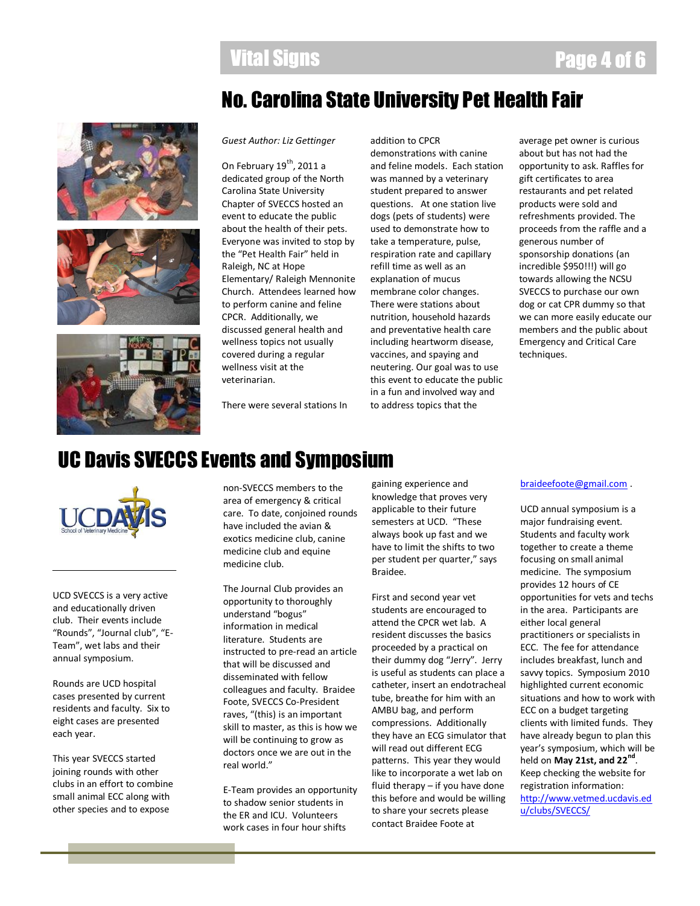# No. Carolina State University Pet Health Fair

*Guest Author: Liz Gettinger*

On February 19th, 2011 a dedicated group of the North Carolina State University Chapter of SVECCS hosted an event to educate the public about the health of their pets. Everyone was invited to stop by the "Pet Health Fair" held in Raleigh, NC at Hope Elementary/ Raleigh Mennonite Church. Attendees learned how to perform canine and feline CPCR. Additionally, we discussed general health and wellness topics not usually covered during a regular wellness visit at the veterinarian.

There were several stations In addition to CPCR demonstrations with canine and feline models. Each station was manned by a veterinary student prepared to answer questions. At one station live dogs (pets of students) were used to demonstrate how to take a temperature, pulse, respiration rate and capillary refill time as well as an explanation of mucus membrane color changes. There were stations about nutrition, household hazards and preventative health care including heartworm disease, vaccines, and spaying and neutering. Our goal was to use this event to educate the public in a fun and involved way and to address topics that the average pet owner is curious about but has not had the opportunity to ask. Raffles for gift certificates to area restaurants and pet related products were sold and refreshments provided. The proceeds from the raffle and a generous number of sponsorship donations (an incredible $950!!!) will go towards allowing the NCSU SVECCS to purchase our own dog or cat CPR dummy so that we can more easily educate our members and the public about Emergency and Critical Care techniques.

# UC Davis SVECCS Events and Symposium

UCDAVIS School of Veterinary Medicine

UCD SVECCS is a very active and educationally driven club. Their events include "Rounds", "Journal club", "E-Team", wet labs and their annual symposium.

Rounds are UCD hospital cases presented by current residents and faculty. Six to eight cases are presented each year.

This year SVECCS started joining rounds with other clubs in an effort to combine small animal ECC along with other species and to expose non-SVECCS members to the area of emergency & critical care. To date, conjoined rounds have included the avian & exotics medicine club, canine medicine club and equine medicine club.

The Journal Club provides an opportunity to thoroughly understand "bogus" information in medical literature. Students are instructed to pre-read an article that will be discussed and disseminated with fellow colleagues and faculty. Braidee Foote, SVECCS Co-President raves, "(this) is an important skill to master, as this is how we will be continuing to grow as doctors once we are out in the real world."

E-Team provides an opportunity to shadow senior students in the ER and ICU. Volunteers work cases in four hour shifts gaining experience and knowledge that proves very applicable to their future semesters at UCD. "These always book up fast and we have to limit the shifts to two per student per quarter," says Braidee.

First and second year vet students are encouraged to attend the CPCR wet lab. A resident discusses the basics proceeded by a practical on their dummy dog "Jerry". Jerry is useful as students can place a catheter, insert an endotracheal tube, breathe for him with an AMBU bag, and perform compressions. Additionally they have an ECG simulator that will read out different ECG patterns. This year they would like to incorporate a wet lab on fluid therapy – if you have done this before and would be willing to share your secrets please contact Braidee Foote at braideefoote@gmail.com .

UCD annual symposium is a major fundraising event. Students and faculty work together to create a theme focusing on small animal medicine. The symposium provides 12 hours of CE opportunities for vets and techs in the area. Participants are either local general practitioners or specialists in ECC. The fee for attendance includes breakfast, lunch and savvy topics. Symposium 2010 highlighted current economic situations and how to work with ECC on a budget targeting clients with limited funds. They have already begun to plan this year's symposium, which will be held on **May 21st, and 22nd**. Keep checking the website for registration information: http://www.vetmed.ucdavis.edu/clubs/SVECCS/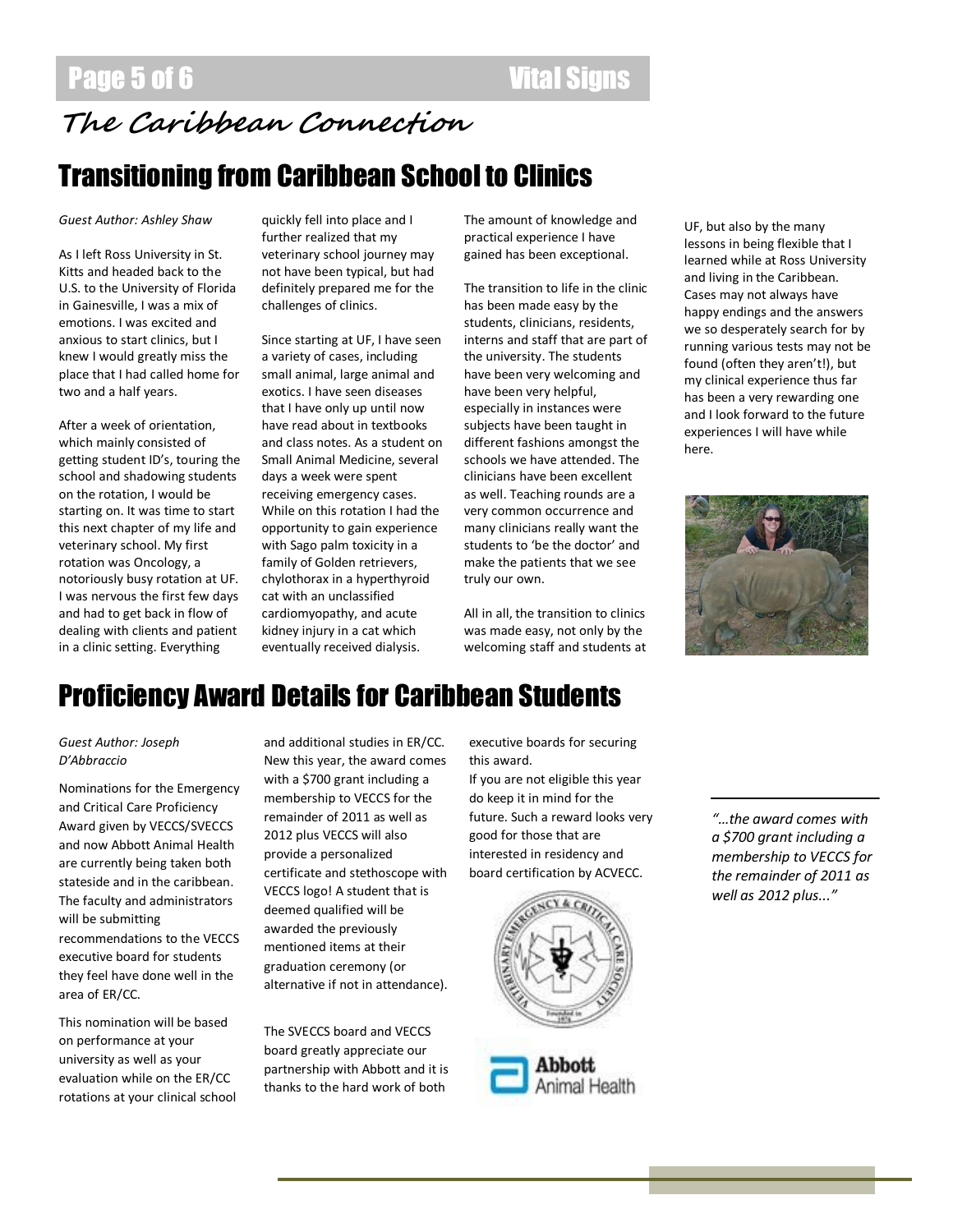## The Caribbean Connection

# Transitioning from Caribbean School to Clinics

*Guest Author: Ashley Shaw*

As I left Ross University in St. Kitts and headed back to the U.S. to the University of Florida in Gainesville, I was a mix of emotions. I was excited and anxious to start clinics, but I knew I would greatly miss the place that I had called home for two and a half years.

After a week of orientation, which mainly consisted of getting student ID's, touring the school and shadowing students on the rotation, I would be starting on. It was time to start this next chapter of my life and veterinary school. My first rotation was Oncology, a notoriously busy rotation at UF. I was nervous the first few days and had to get back in flow of dealing with clients and patient in a clinic setting. Everything quickly fell into place and I further realized that my veterinary school journey may not have been typical, but had definitely prepared me for the challenges of clinics.

Since starting at UF, I have seen a variety of cases, including small animal, large animal and exotics. I have seen diseases that I have only up until now have read about in textbooks and class notes. As a student on Small Animal Medicine, several days a week were spent receiving emergency cases. While on this rotation I had the opportunity to gain experience with Sago palm toxicity in a family of Golden retrievers, chylothorax in a hyperthyroid cat with an unclassified cardiomyopathy, and acute kidney injury in a cat which eventually received dialysis. The amount of knowledge and practical experience I have gained has been exceptional.

The transition to life in the clinic has been made easy by the students, clinicians, residents, interns and staff that are part of the university. The students have been very welcoming and have been very helpful, especially in instances were subjects have been taught in different fashions amongst the schools we have attended. The clinicians have been excellent as well. Teaching rounds are a very common occurrence and many clinicians really want the students to 'be the doctor' and make the patients that we see truly our own.

All in all, the transition to clinics was made easy, not only by the welcoming staff and students at UF, but also by the many lessons in being flexible that I learned while at Ross University and living in the Caribbean. Cases may not always have happy endings and the answers we so desperately search for by running various tests may not be found (often they aren't!), but my clinical experience thus far has been a very rewarding one and I look forward to the future experiences I will have while here.

# Proficiency Award Details for Caribbean Students

*Guest Author: Joseph D'Abbraccio*

Nominations for the Emergency and Critical Care Proficiency Award given by VECCS/SVECCS and now Abbott Animal Health are currently being taken both stateside and in the caribbean. The faculty and administrators will be submitting recommendations to the VECCS executive board for students they feel have done well in the area of ER/CC.

This nomination will be based on performance at your university as well as your evaluation while on the ER/CC rotations at your clinical school and additional studies in ER/CC. New this year, the award comes with a $700 grant including a membership to VECCS for the remainder of 2011 as well as 2012 plus VECCS will also provide a personalized certificate and stethoscope with VECCS logo! A student that is deemed qualified will be awarded the previously mentioned items at their graduation ceremony (or alternative if not in attendance).

The SVECCS board and VECCS board greatly appreciate our partnership with Abbott and it is thanks to the hard work of both executive boards for securing this award.

If you are not eligible this year do keep it in mind for the future. Such a reward looks very good for those that are interested in residency and board certification by ACVECC.

*"...the award comes with a $700 grant including a membership to VECCS for the remainder of 2011 as well as 2012 plus..."*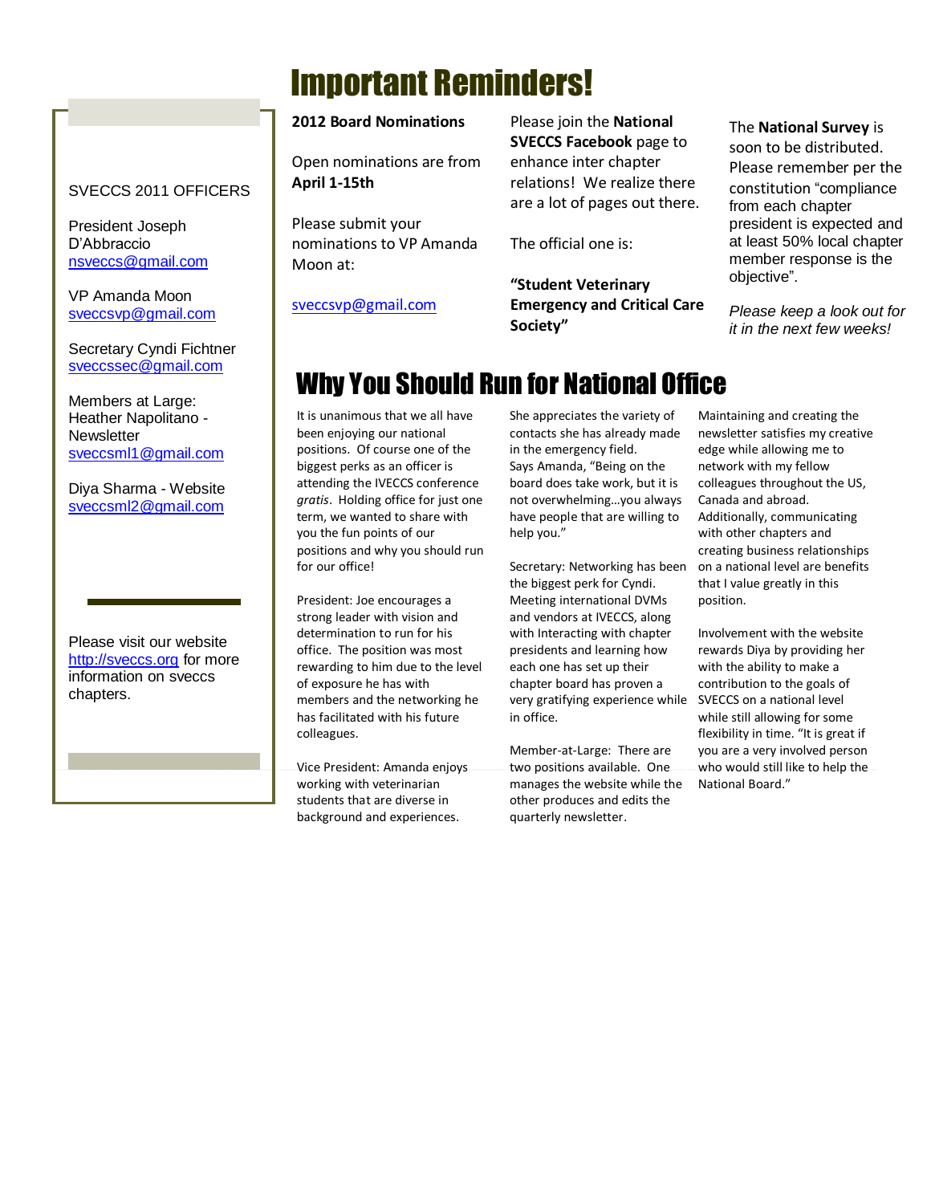SVECCS 2011 OFFICERS

President Joseph D'Abbraccio
nsveccs@gmail.com

VP Amanda Moon
sveccsvp@gmail.com

Secretary Cyndi Fichtner
sveccssec@gmail.com

Members at Large:
Heather Napolitano - Newsletter
sveccsml1@gmail.com

Diya Sharma - Website
sveccsml2@gmail.com

Please visit our website http://sveccs.org for more information on sveccs chapters.

# Important Reminders!

**2012 Board Nominations**

Open nominations are from **April 1-15th**

Please submit your nominations to VP Amanda Moon at:

sveccsvp@gmail.com

Please join the **National SVECCS Facebook** page to enhance inter chapter relations! We realize there are a lot of pages out there.

The official one is:

**"Student Veterinary Emergency and Critical Care Society"**

The **National Survey** is soon to be distributed. Please remember per the constitution "compliance from each chapter president is expected and at least 50% local chapter member response is the objective".

*Please keep a look out for it in the next few weeks!*

# Why You Should Run for National Office

It is unanimous that we all have been enjoying our national positions. Of course one of the biggest perks as an officer is attending the IVECCS conference *gratis*. Holding office for just one term, we wanted to share with you the fun points of our positions and why you should run for our office!

President: Joe encourages a strong leader with vision and determination to run for his office. The position was most rewarding to him due to the level of exposure he has with members and the networking he has facilitated with his future colleagues.

Vice President: Amanda enjoys working with veterinarian students that are diverse in background and experiences. She appreciates the variety of contacts she has already made in the emergency field. Says Amanda, "Being on the board does take work, but it is not overwhelming…you always have people that are willing to help you."

Secretary: Networking has been the biggest perk for Cyndi. Meeting international DVMs and vendors at IVECCS, along with Interacting with chapter presidents and learning how each one has set up their chapter board has proven a very gratifying experience while in office.

Member-at-Large: There are two positions available. One manages the website while the other produces and edits the quarterly newsletter. Maintaining and creating the newsletter satisfies my creative edge while allowing me to network with my fellow colleagues throughout the US, Canada and abroad. Additionally, communicating with other chapters and creating business relationships on a national level are benefits that I value greatly in this position.

Involvement with the website rewards Diya by providing her with the ability to make a contribution to the goals of SVECCS on a national level while still allowing for some flexibility in time. "It is great if you are a very involved person who would still like to help the National Board."